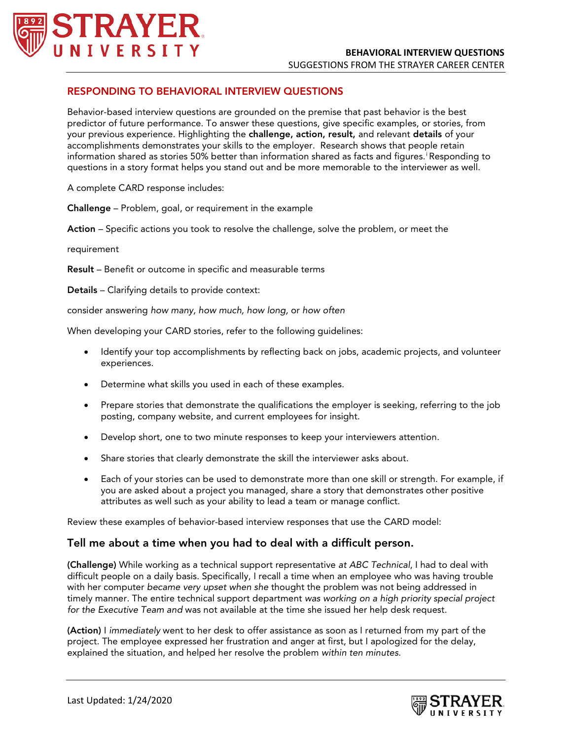## RESPONDING TO BEHAVIORAL INTERVIEW QUESTIONS

Behavior-based interview questions are grounded on the premise that past behavior is the best predictor of future performance. To answer these questions, give specific examples, or stories, from your previous experience. Highlighting the **challenge, action, result,** and relevant **details** of your accomplishments demonstrates your skills to the employer. Research shows that people retain information shared as stories 50% better than information shared as facts and figures.[i] Responding to questions in a story format helps you stand out and be more memorable to the interviewer as well.

A complete CARD response includes:

**Challenge** – Problem, goal, or requirement in the example

**Action** – Specific actions you took to resolve the challenge, solve the problem, or meet the

requirement

**Result** – Benefit or outcome in specific and measurable terms

**Details** – Clarifying details to provide context:

consider answering *how many, how much, how long,* or *how often*

When developing your CARD stories, refer to the following guidelines:

- Identify your top accomplishments by reflecting back on jobs, academic projects, and volunteer experiences.
- Determine what skills you used in each of these examples.
- Prepare stories that demonstrate the qualifications the employer is seeking, referring to the job posting, company website, and current employees for insight.
- Develop short, one to two minute responses to keep your interviewers attention.
- Share stories that clearly demonstrate the skill the interviewer asks about.
- Each of your stories can be used to demonstrate more than one skill or strength. For example, if you are asked about a project you managed, share a story that demonstrates other positive attributes as well such as your ability to lead a team or manage conflict.

Review these examples of behavior-based interview responses that use the CARD model:

### Tell me about a time when you had to deal with a difficult person.

**(Challenge)** While working as a technical support representative *at ABC Technical*, I had to deal with difficult people on a daily basis. Specifically, I recall a time when an employee who was having trouble with her computer *became very upset when she* thought the problem was not being addressed in timely manner. The entire technical support department *was working on a high priority special project for the Executive Team and* was not available at the time she issued her help desk request.

**(Action)** I *immediately* went to her desk to offer assistance as soon as I returned from my part of the project. The employee expressed her frustration and anger at first, but I apologized for the delay, explained the situation, and helped her resolve the problem *within ten minutes.*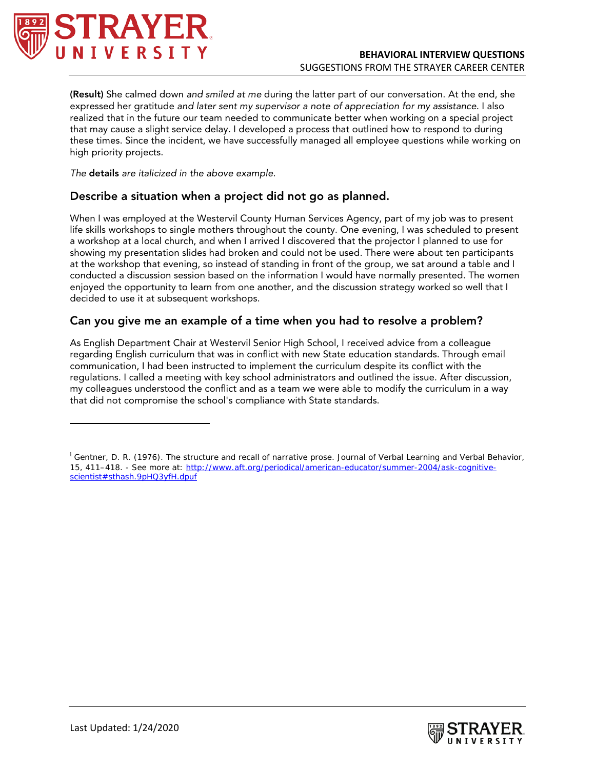**(Result)** She calmed down *and smiled at me* during the latter part of our conversation. At the end, she expressed her gratitude *and later sent my supervisor a note of appreciation for my assistance*. I also realized that in the future our team needed to communicate better when working on a special project that may cause a slight service delay. I developed a process that outlined how to respond to during these times. Since the incident, we have successfully managed all employee questions while working on high priority projects.

*The* **details** *are italicized in the above example.*

## Describe a situation when a project did not go as planned.

When I was employed at the Westervil County Human Services Agency, part of my job was to present life skills workshops to single mothers throughout the county. One evening, I was scheduled to present a workshop at a local church, and when I arrived I discovered that the projector I planned to use for showing my presentation slides had broken and could not be used. There were about ten participants at the workshop that evening, so instead of standing in front of the group, we sat around a table and I conducted a discussion session based on the information I would have normally presented. The women enjoyed the opportunity to learn from one another, and the discussion strategy worked so well that I decided to use it at subsequent workshops.

## Can you give me an example of a time when you had to resolve a problem?

As English Department Chair at Westervil Senior High School, I received advice from a colleague regarding English curriculum that was in conflict with new State education standards. Through email communication, I had been instructed to implement the curriculum despite its conflict with the regulations. I called a meeting with key school administrators and outlined the issue. After discussion, my colleagues understood the conflict and as a team we were able to modify the curriculum in a way that did not compromise the school's compliance with State standards.

---

[i] Gentner, D. R. (1976). The structure and recall of narrative prose. Journal of Verbal Learning and Verbal Behavior, 15, 411–418. - See more at: http://www.aft.org/periodical/american-educator/summer-2004/ask-cognitive-scientist#sthash.9pHQ3yfH.dpuf